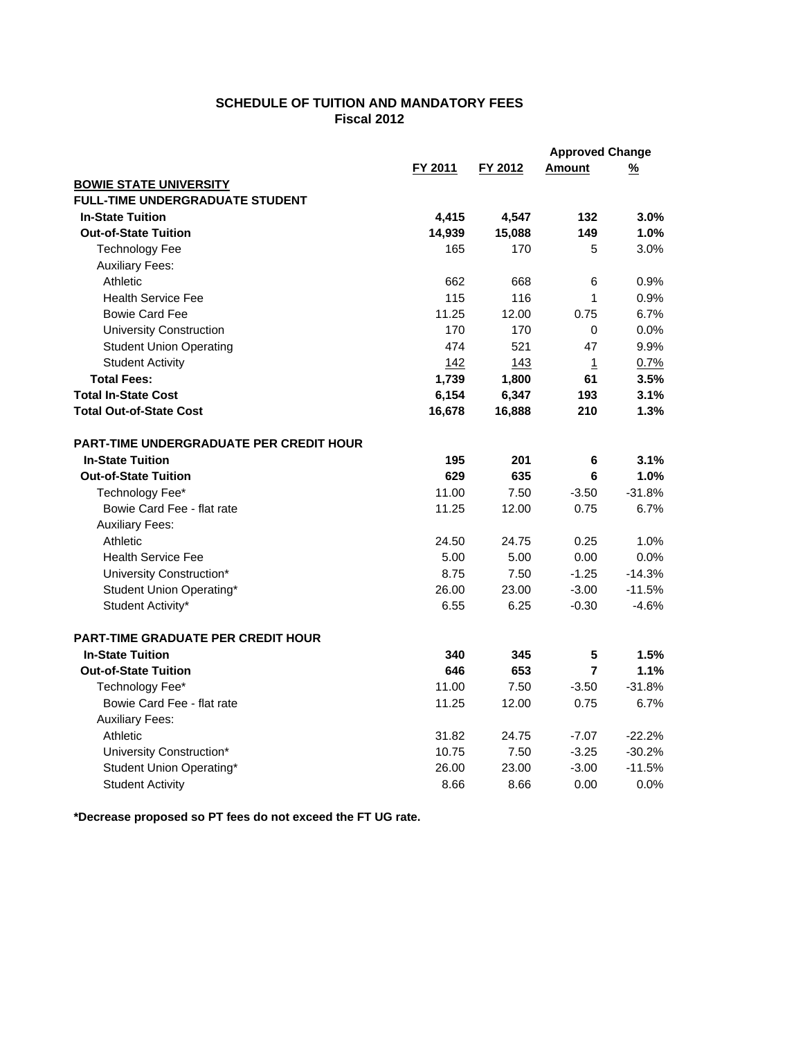# SCHEDULE OF TUITION AND MANDATORY FEES
## Fiscal 2012

| | FY 2011 | FY 2012 | Approved Change Amount | Approved Change % |
|---|---|---|---|---|
| **BOWIE STATE UNIVERSITY** | | | | |
| **FULL-TIME UNDERGRADUATE STUDENT** | | | | |
| **In-State Tuition** | **4,415** | **4,547** | **132** | **3.0%** |
| **Out-of-State Tuition** | **14,939** | **15,088** | **149** | **1.0%** |
| Technology Fee | 165 | 170 | 5 | 3.0% |
| Auxiliary Fees: | | | | |
| Athletic | 662 | 668 | 6 | 0.9% |
| Health Service Fee | 115 | 116 | 1 | 0.9% |
| Bowie Card Fee | 11.25 | 12.00 | 0.75 | 6.7% |
| University Construction | 170 | 170 | 0 | 0.0% |
| Student Union Operating | 474 | 521 | 47 | 9.9% |
| Student Activity | 142 | 143 | 1 | 0.7% |
| **Total Fees:** | **1,739** | **1,800** | **61** | **3.5%** |
| **Total In-State Cost** | **6,154** | **6,347** | **193** | **3.1%** |
| **Total Out-of-State Cost** | **16,678** | **16,888** | **210** | **1.3%** |
| | | | | |
| **PART-TIME UNDERGRADUATE PER CREDIT HOUR** | | | | |
| **In-State Tuition** | **195** | **201** | **6** | **3.1%** |
| **Out-of-State Tuition** | **629** | **635** | **6** | **1.0%** |
| Technology Fee* | 11.00 | 7.50 | -3.50 | -31.8% |
| Bowie Card Fee - flat rate | 11.25 | 12.00 | 0.75 | 6.7% |
| Auxiliary Fees: | | | | |
| Athletic | 24.50 | 24.75 | 0.25 | 1.0% |
| Health Service Fee | 5.00 | 5.00 | 0.00 | 0.0% |
| University Construction* | 8.75 | 7.50 | -1.25 | -14.3% |
| Student Union Operating* | 26.00 | 23.00 | -3.00 | -11.5% |
| Student Activity* | 6.55 | 6.25 | -0.30 | -4.6% |
| | | | | |
| **PART-TIME GRADUATE PER CREDIT HOUR** | | | | |
| **In-State Tuition** | **340** | **345** | **5** | **1.5%** |
| **Out-of-State Tuition** | **646** | **653** | **7** | **1.1%** |
| Technology Fee* | 11.00 | 7.50 | -3.50 | -31.8% |
| Bowie Card Fee - flat rate | 11.25 | 12.00 | 0.75 | 6.7% |
| Auxiliary Fees: | | | | |
| Athletic | 31.82 | 24.75 | -7.07 | -22.2% |
| University Construction* | 10.75 | 7.50 | -3.25 | -30.2% |
| Student Union Operating* | 26.00 | 23.00 | -3.00 | -11.5% |
| Student Activity | 8.66 | 8.66 | 0.00 | 0.0% |

**\*Decrease proposed so PT fees do not exceed the FT UG rate.**